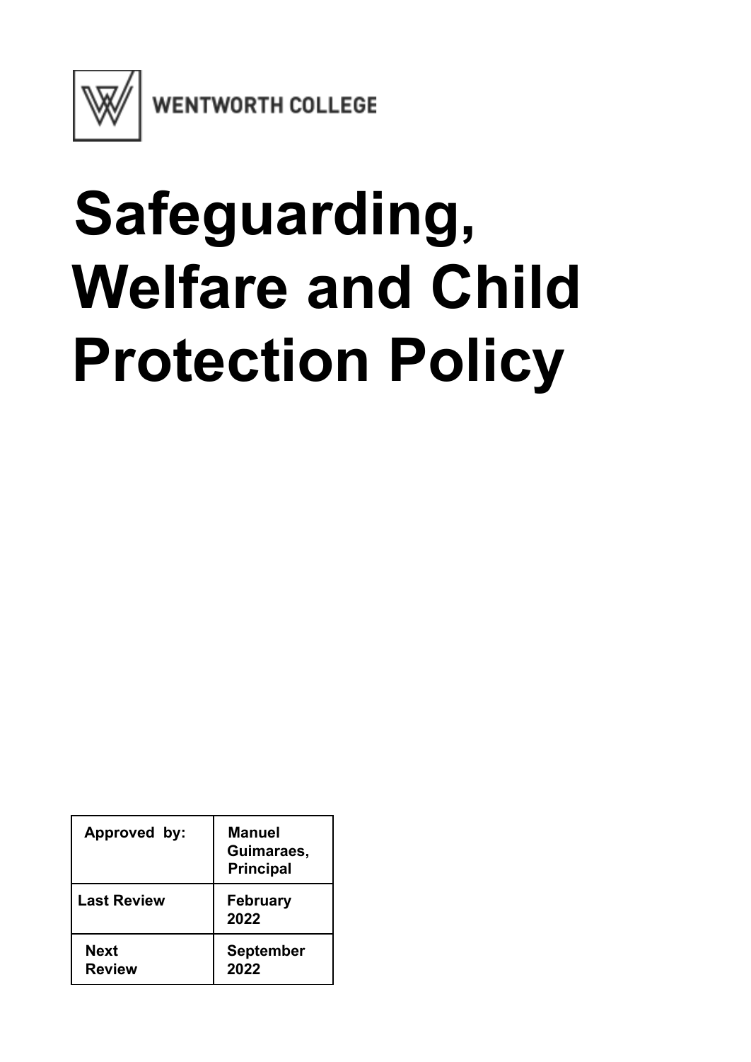WENTWORTH COLLEGE

# Safeguarding, Welfare and Child Protection Policy

| Approved by: | Manuel Guimaraes, Principal |
|---|---|
| Last Review | February 2022 |
| Next Review | September 2022 |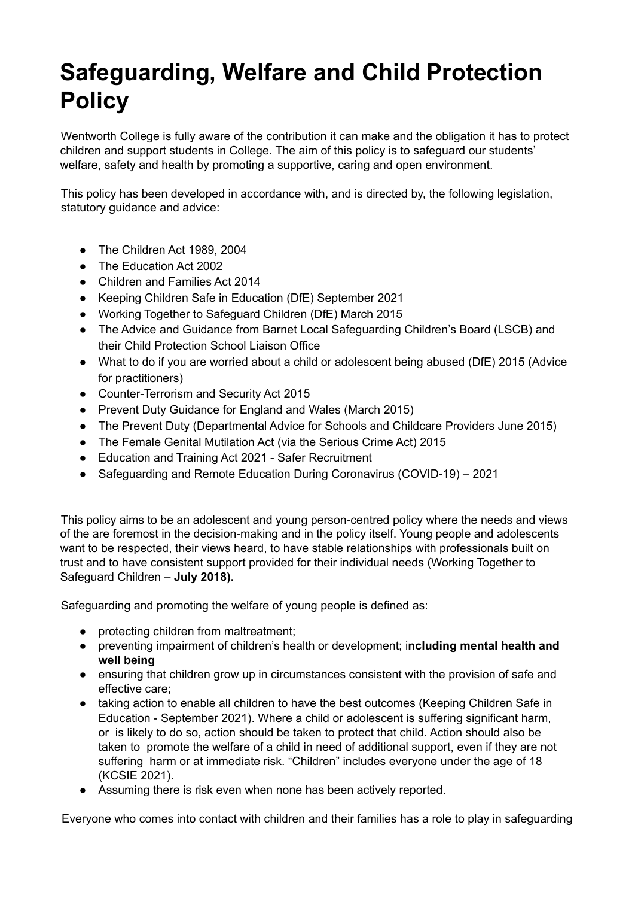# Safeguarding, Welfare and Child Protection Policy

Wentworth College is fully aware of the contribution it can make and the obligation it has to protect children and support students in College. The aim of this policy is to safeguard our students' welfare, safety and health by promoting a supportive, caring and open environment.

This policy has been developed in accordance with, and is directed by, the following legislation, statutory guidance and advice:

- The Children Act 1989, 2004
- The Education Act 2002
- Children and Families Act 2014
- Keeping Children Safe in Education (DfE) September 2021
- Working Together to Safeguard Children (DfE) March 2015
- The Advice and Guidance from Barnet Local Safeguarding Children's Board (LSCB) and their Child Protection School Liaison Office
- What to do if you are worried about a child or adolescent being abused (DfE) 2015 (Advice for practitioners)
- Counter-Terrorism and Security Act 2015
- Prevent Duty Guidance for England and Wales (March 2015)
- The Prevent Duty (Departmental Advice for Schools and Childcare Providers June 2015)
- The Female Genital Mutilation Act (via the Serious Crime Act) 2015
- Education and Training Act 2021 - Safer Recruitment
- Safeguarding and Remote Education During Coronavirus (COVID-19) – 2021

This policy aims to be an adolescent and young person-centred policy where the needs and views of the are foremost in the decision-making and in the policy itself. Young people and adolescents want to be respected, their views heard, to have stable relationships with professionals built on trust and to have consistent support provided for their individual needs (Working Together to Safeguard Children – **July 2018).**

Safeguarding and promoting the welfare of young people is defined as:

- protecting children from maltreatment;
- preventing impairment of children's health or development; i**ncluding mental health and well being**
- ensuring that children grow up in circumstances consistent with the provision of safe and effective care;
- taking action to enable all children to have the best outcomes (Keeping Children Safe in Education - September 2021). Where a child or adolescent is suffering significant harm, or is likely to do so, action should be taken to protect that child. Action should also be taken to promote the welfare of a child in need of additional support, even if they are not suffering harm or at immediate risk. "Children" includes everyone under the age of 18 (KCSIE 2021).
- Assuming there is risk even when none has been actively reported.

Everyone who comes into contact with children and their families has a role to play in safeguarding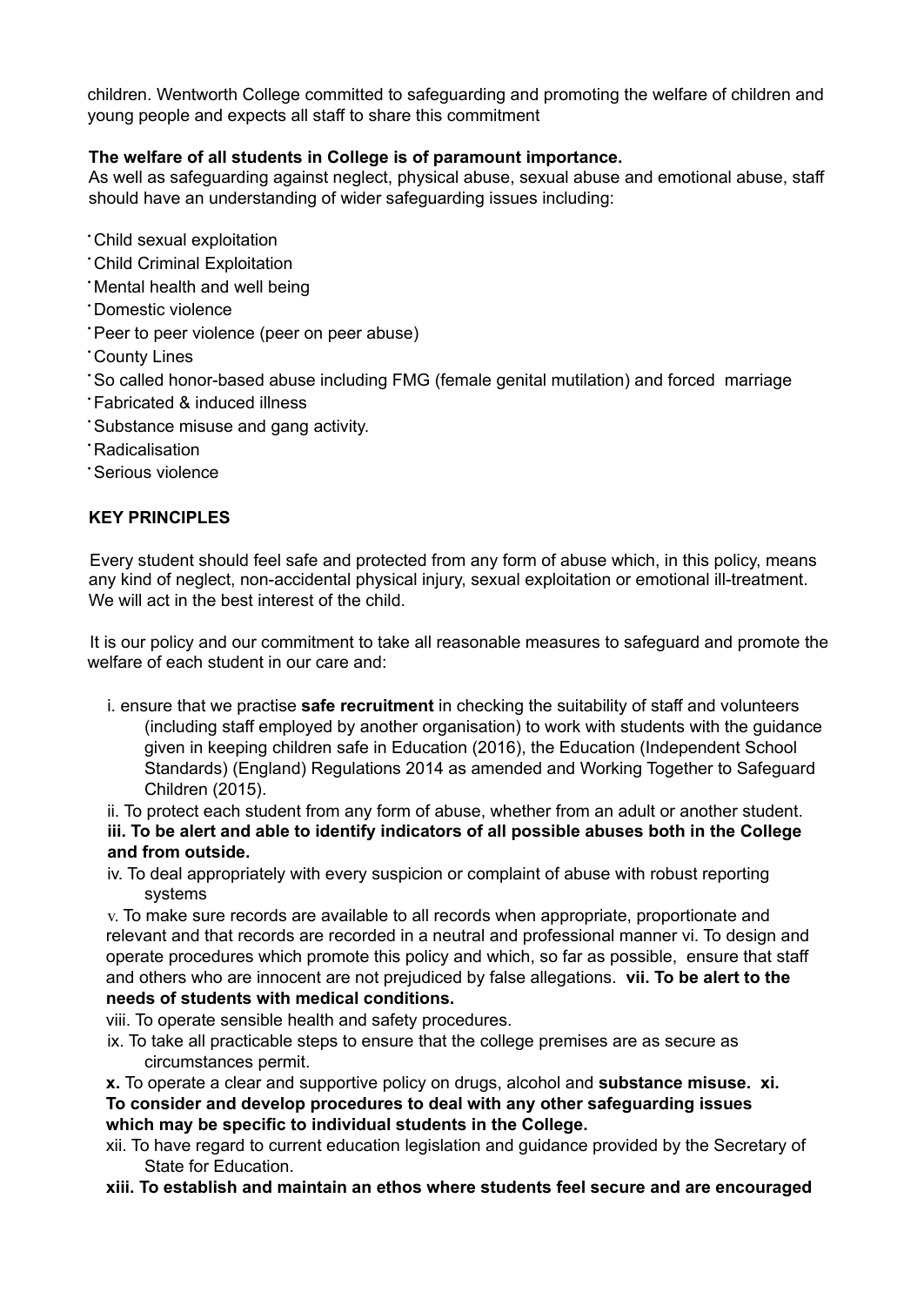children. Wentworth College committed to safeguarding and promoting the welfare of children and young people and expects all staff to share this commitment

**The welfare of all students in College is of paramount importance.**

As well as safeguarding against neglect, physical abuse, sexual abuse and emotional abuse, staff should have an understanding of wider safeguarding issues including:

- Child sexual exploitation
- Child Criminal Exploitation
- Mental health and well being
- Domestic violence
- Peer to peer violence (peer on peer abuse)
- County Lines
- So called honor-based abuse including FMG (female genital mutilation) and forced marriage
- Fabricated & induced illness
- Substance misuse and gang activity.
- Radicalisation
- Serious violence

**KEY PRINCIPLES**

Every student should feel safe and protected from any form of abuse which, in this policy, means any kind of neglect, non-accidental physical injury, sexual exploitation or emotional ill-treatment. We will act in the best interest of the child.

It is our policy and our commitment to take all reasonable measures to safeguard and promote the welfare of each student in our care and:

i. ensure that we practise **safe recruitment** in checking the suitability of staff and volunteers (including staff employed by another organisation) to work with students with the guidance given in keeping children safe in Education (2016), the Education (Independent School Standards) (England) Regulations 2014 as amended and Working Together to Safeguard Children (2015).

ii. To protect each student from any form of abuse, whether from an adult or another student.

**iii. To be alert and able to identify indicators of all possible abuses both in the College and from outside.**

iv. To deal appropriately with every suspicion or complaint of abuse with robust reporting systems

v. To make sure records are available to all records when appropriate, proportionate and relevant and that records are recorded in a neutral and professional manner vi. To design and operate procedures which promote this policy and which, so far as possible, ensure that staff and others who are innocent are not prejudiced by false allegations. **vii. To be alert to the needs of students with medical conditions.**

viii. To operate sensible health and safety procedures.

ix. To take all practicable steps to ensure that the college premises are as secure as circumstances permit.

**x.** To operate a clear and supportive policy on drugs, alcohol and **substance misuse. xi. To consider and develop procedures to deal with any other safeguarding issues which may be specific to individual students in the College.**

xii. To have regard to current education legislation and guidance provided by the Secretary of State for Education.

**xiii. To establish and maintain an ethos where students feel secure and are encouraged**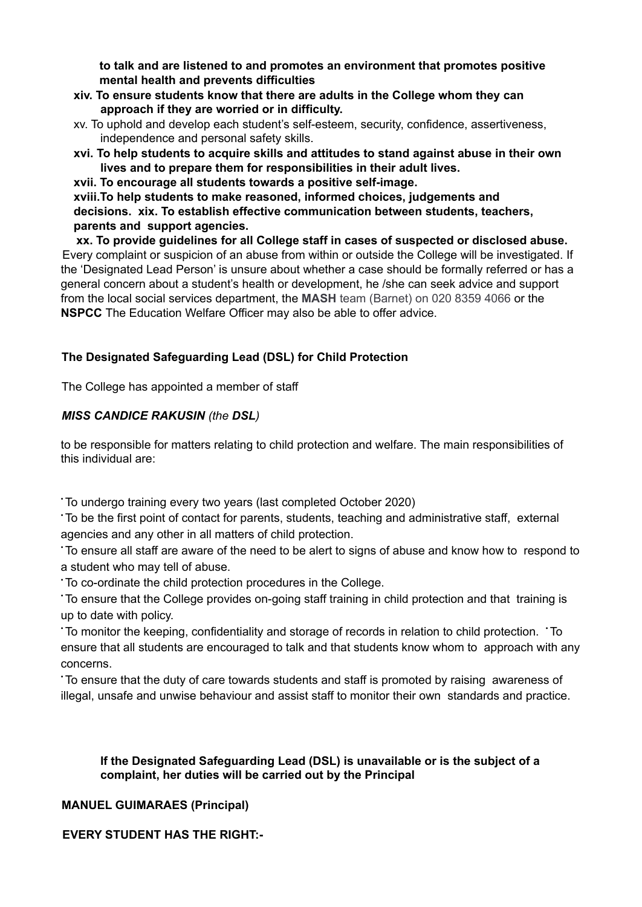**to talk and are listened to and promotes an environment that promotes positive mental health and prevents difficulties**

**xiv. To ensure students know that there are adults in the College whom they can approach if they are worried or in difficulty.**

xv. To uphold and develop each student's self-esteem, security, confidence, assertiveness, independence and personal safety skills.

**xvi. To help students to acquire skills and attitudes to stand against abuse in their own lives and to prepare them for responsibilities in their adult lives.**

**xvii. To encourage all students towards a positive self-image.**

**xviii.To help students to make reasoned, informed choices, judgements and decisions.**

**xix. To establish effective communication between students, teachers, parents and support agencies.**

**xx. To provide guidelines for all College staff in cases of suspected or disclosed abuse.**

Every complaint or suspicion of an abuse from within or outside the College will be investigated. If the 'Designated Lead Person' is unsure about whether a case should be formally referred or has a general concern about a student's health or development, he /she can seek advice and support from the local social services department, the **MASH** team (Barnet) on 020 8359 4066 or the **NSPCC** The Education Welfare Officer may also be able to offer advice.

**The Designated Safeguarding Lead (DSL) for Child Protection**

The College has appointed a member of staff

***MISS CANDICE RAKUSIN** (the **DSL**)*

to be responsible for matters relating to child protection and welfare. The main responsibilities of this individual are:

- To undergo training every two years (last completed October 2020)
- To be the first point of contact for parents, students, teaching and administrative staff, external agencies and any other in all matters of child protection.
- To ensure all staff are aware of the need to be alert to signs of abuse and know how to respond to a student who may tell of abuse.
- To co-ordinate the child protection procedures in the College.
- To ensure that the College provides on-going staff training in child protection and that training is up to date with policy.
- To monitor the keeping, confidentiality and storage of records in relation to child protection.
- To ensure that all students are encouraged to talk and that students know whom to approach with any concerns.
- To ensure that the duty of care towards students and staff is promoted by raising awareness of illegal, unsafe and unwise behaviour and assist staff to monitor their own standards and practice.

**If the Designated Safeguarding Lead (DSL) is unavailable or is the subject of a complaint, her duties will be carried out by the Principal**

**MANUEL GUIMARAES (Principal)**

**EVERY STUDENT HAS THE RIGHT:-**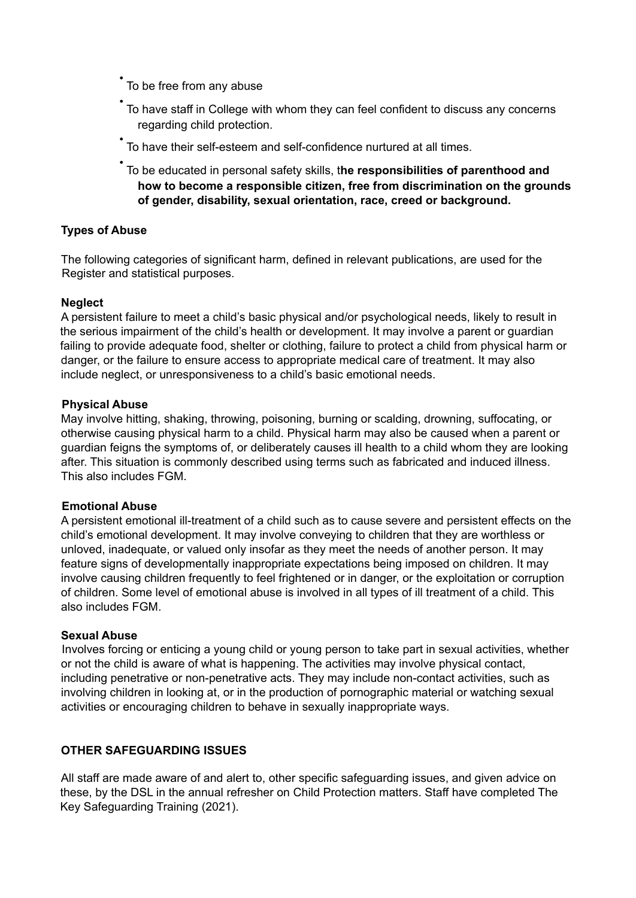- To be free from any abuse
- To have staff in College with whom they can feel confident to discuss any concerns regarding child protection.
- To have their self-esteem and self-confidence nurtured at all times.
- To be educated in personal safety skills, t**he responsibilities of parenthood and how to become a responsible citizen, free from discrimination on the grounds of gender, disability, sexual orientation, race, creed or background.**

**Types of Abuse**

The following categories of significant harm, defined in relevant publications, are used for the Register and statistical purposes.

**Neglect**
A persistent failure to meet a child's basic physical and/or psychological needs, likely to result in the serious impairment of the child's health or development. It may involve a parent or guardian failing to provide adequate food, shelter or clothing, failure to protect a child from physical harm or danger, or the failure to ensure access to appropriate medical care of treatment. It may also include neglect, or unresponsiveness to a child's basic emotional needs.

**Physical Abuse**
May involve hitting, shaking, throwing, poisoning, burning or scalding, drowning, suffocating, or otherwise causing physical harm to a child. Physical harm may also be caused when a parent or guardian feigns the symptoms of, or deliberately causes ill health to a child whom they are looking after. This situation is commonly described using terms such as fabricated and induced illness. This also includes FGM.

**Emotional Abuse**
A persistent emotional ill-treatment of a child such as to cause severe and persistent effects on the child's emotional development. It may involve conveying to children that they are worthless or unloved, inadequate, or valued only insofar as they meet the needs of another person. It may feature signs of developmentally inappropriate expectations being imposed on children. It may involve causing children frequently to feel frightened or in danger, or the exploitation or corruption of children. Some level of emotional abuse is involved in all types of ill treatment of a child. This also includes FGM.

**Sexual Abuse**
Involves forcing or enticing a young child or young person to take part in sexual activities, whether or not the child is aware of what is happening. The activities may involve physical contact, including penetrative or non-penetrative acts. They may include non-contact activities, such as involving children in looking at, or in the production of pornographic material or watching sexual activities or encouraging children to behave in sexually inappropriate ways.

**OTHER SAFEGUARDING ISSUES**

All staff are made aware of and alert to, other specific safeguarding issues, and given advice on these, by the DSL in the annual refresher on Child Protection matters. Staff have completed The Key Safeguarding Training (2021).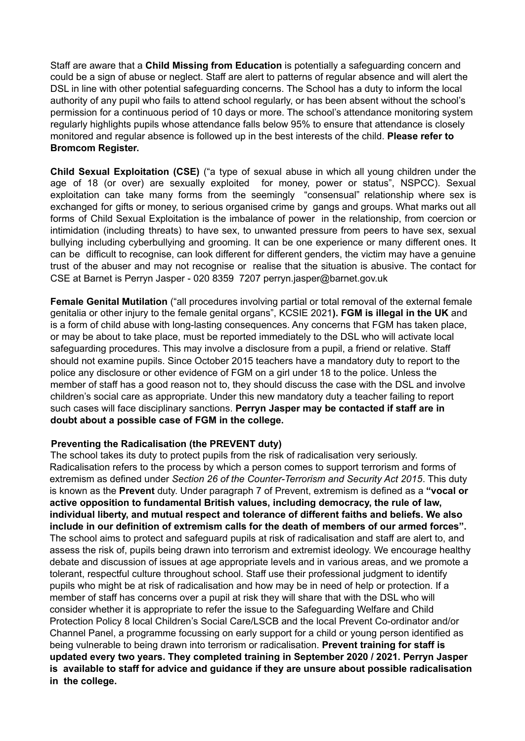Staff are aware that a **Child Missing from Education** is potentially a safeguarding concern and could be a sign of abuse or neglect. Staff are alert to patterns of regular absence and will alert the DSL in line with other potential safeguarding concerns. The School has a duty to inform the local authority of any pupil who fails to attend school regularly, or has been absent without the school's permission for a continuous period of 10 days or more. The school's attendance monitoring system regularly highlights pupils whose attendance falls below 95% to ensure that attendance is closely monitored and regular absence is followed up in the best interests of the child. **Please refer to Bromcom Register.**

**Child Sexual Exploitation (CSE)** ("a type of sexual abuse in which all young children under the age of 18 (or over) are sexually exploited for money, power or status", NSPCC). Sexual exploitation can take many forms from the seemingly "consensual" relationship where sex is exchanged for gifts or money, to serious organised crime by gangs and groups. What marks out all forms of Child Sexual Exploitation is the imbalance of power in the relationship, from coercion or intimidation (including threats) to have sex, to unwanted pressure from peers to have sex, sexual bullying including cyberbullying and grooming. It can be one experience or many different ones. It can be difficult to recognise, can look different for different genders, the victim may have a genuine trust of the abuser and may not recognise or realise that the situation is abusive. The contact for CSE at Barnet is Perryn Jasper - 020 8359 7207 perryn.jasper@barnet.gov.uk

**Female Genital Mutilation** ("all procedures involving partial or total removal of the external female genitalia or other injury to the female genital organs", KCSIE 2021**). FGM is illegal in the UK** and is a form of child abuse with long-lasting consequences. Any concerns that FGM has taken place, or may be about to take place, must be reported immediately to the DSL who will activate local safeguarding procedures. This may involve a disclosure from a pupil, a friend or relative. Staff should not examine pupils. Since October 2015 teachers have a mandatory duty to report to the police any disclosure or other evidence of FGM on a girl under 18 to the police. Unless the member of staff has a good reason not to, they should discuss the case with the DSL and involve children's social care as appropriate. Under this new mandatory duty a teacher failing to report such cases will face disciplinary sanctions. **Perryn Jasper may be contacted if staff are in doubt about a possible case of FGM in the college.**

**Preventing the Radicalisation (the PREVENT duty)**

The school takes its duty to protect pupils from the risk of radicalisation very seriously. Radicalisation refers to the process by which a person comes to support terrorism and forms of extremism as defined under *Section 26 of the Counter-Terrorism and Security Act 2015*. This duty is known as the **Prevent** duty. Under paragraph 7 of Prevent, extremism is defined as a **"vocal or active opposition to fundamental British values, including democracy, the rule of law, individual liberty, and mutual respect and tolerance of different faiths and beliefs. We also include in our definition of extremism calls for the death of members of our armed forces".** The school aims to protect and safeguard pupils at risk of radicalisation and staff are alert to, and assess the risk of, pupils being drawn into terrorism and extremist ideology. We encourage healthy debate and discussion of issues at age appropriate levels and in various areas, and we promote a tolerant, respectful culture throughout school. Staff use their professional judgment to identify pupils who might be at risk of radicalisation and how may be in need of help or protection. If a member of staff has concerns over a pupil at risk they will share that with the DSL who will consider whether it is appropriate to refer the issue to the Safeguarding Welfare and Child Protection Policy 8 local Children's Social Care/LSCB and the local Prevent Co-ordinator and/or Channel Panel, a programme focussing on early support for a child or young person identified as being vulnerable to being drawn into terrorism or radicalisation. **Prevent training for staff is updated every two years. They completed training in September 2020 / 2021. Perryn Jasper is available to staff for advice and guidance if they are unsure about possible radicalisation in the college.**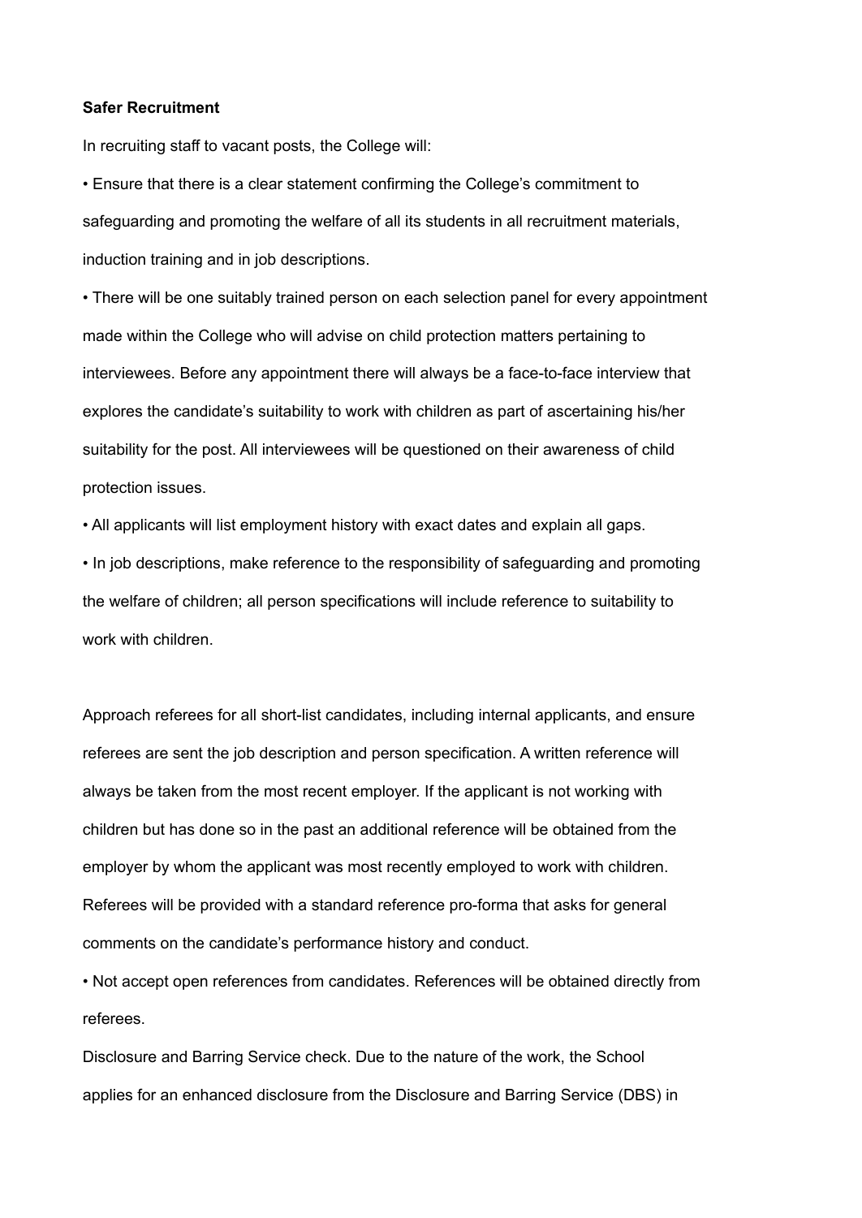**Safer Recruitment**

In recruiting staff to vacant posts, the College will:

• Ensure that there is a clear statement confirming the College's commitment to safeguarding and promoting the welfare of all its students in all recruitment materials, induction training and in job descriptions.

• There will be one suitably trained person on each selection panel for every appointment made within the College who will advise on child protection matters pertaining to interviewees. Before any appointment there will always be a face-to-face interview that explores the candidate's suitability to work with children as part of ascertaining his/her suitability for the post. All interviewees will be questioned on their awareness of child protection issues.

• All applicants will list employment history with exact dates and explain all gaps.

• In job descriptions, make reference to the responsibility of safeguarding and promoting the welfare of children; all person specifications will include reference to suitability to work with children.

Approach referees for all short-list candidates, including internal applicants, and ensure referees are sent the job description and person specification. A written reference will always be taken from the most recent employer. If the applicant is not working with children but has done so in the past an additional reference will be obtained from the employer by whom the applicant was most recently employed to work with children. Referees will be provided with a standard reference pro-forma that asks for general comments on the candidate's performance history and conduct.

• Not accept open references from candidates. References will be obtained directly from referees.

Disclosure and Barring Service check. Due to the nature of the work, the School applies for an enhanced disclosure from the Disclosure and Barring Service (DBS) in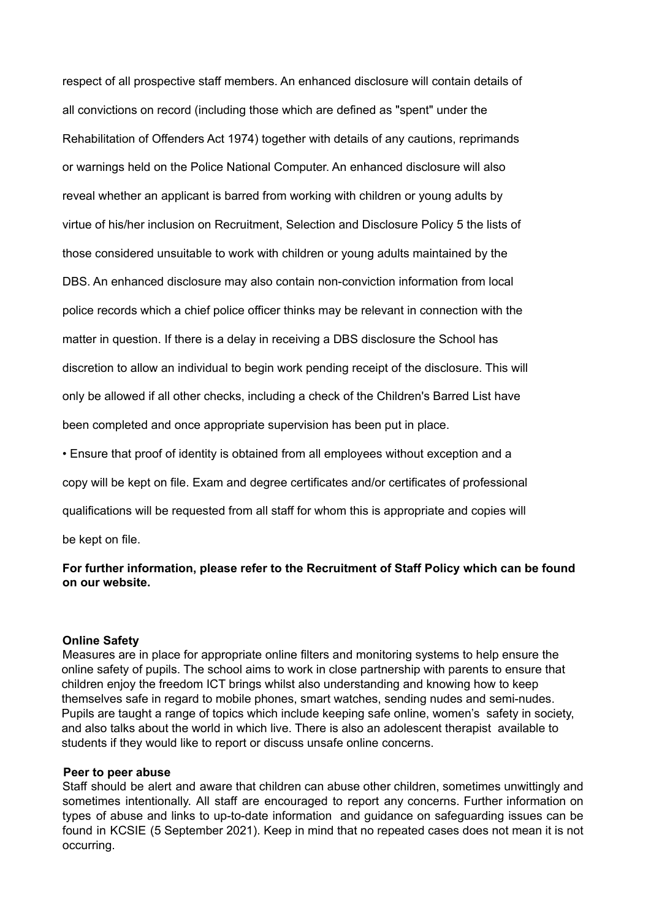respect of all prospective staff members. An enhanced disclosure will contain details of all convictions on record (including those which are defined as "spent" under the Rehabilitation of Offenders Act 1974) together with details of any cautions, reprimands or warnings held on the Police National Computer. An enhanced disclosure will also reveal whether an applicant is barred from working with children or young adults by virtue of his/her inclusion on Recruitment, Selection and Disclosure Policy 5 the lists of those considered unsuitable to work with children or young adults maintained by the DBS. An enhanced disclosure may also contain non-conviction information from local police records which a chief police officer thinks may be relevant in connection with the matter in question. If there is a delay in receiving a DBS disclosure the School has discretion to allow an individual to begin work pending receipt of the disclosure. This will only be allowed if all other checks, including a check of the Children's Barred List have been completed and once appropriate supervision has been put in place.

• Ensure that proof of identity is obtained from all employees without exception and a copy will be kept on file. Exam and degree certificates and/or certificates of professional qualifications will be requested from all staff for whom this is appropriate and copies will be kept on file.

**For further information, please refer to the Recruitment of Staff Policy which can be found on our website.**

**Online Safety**

Measures are in place for appropriate online filters and monitoring systems to help ensure the online safety of pupils. The school aims to work in close partnership with parents to ensure that children enjoy the freedom ICT brings whilst also understanding and knowing how to keep themselves safe in regard to mobile phones, smart watches, sending nudes and semi-nudes. Pupils are taught a range of topics which include keeping safe online, women's safety in society, and also talks about the world in which live. There is also an adolescent therapist available to students if they would like to report or discuss unsafe online concerns.

**Peer to peer abuse**

Staff should be alert and aware that children can abuse other children, sometimes unwittingly and sometimes intentionally. All staff are encouraged to report any concerns. Further information on types of abuse and links to up-to-date information and guidance on safeguarding issues can be found in KCSIE (5 September 2021). Keep in mind that no repeated cases does not mean it is not occurring.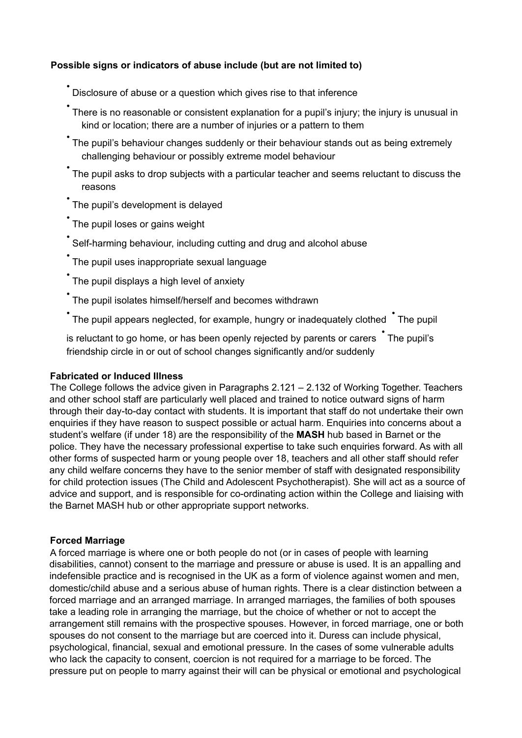**Possible signs or indicators of abuse include (but are not limited to)**

- Disclosure of abuse or a question which gives rise to that inference
- There is no reasonable or consistent explanation for a pupil's injury; the injury is unusual in kind or location; there are a number of injuries or a pattern to them
- The pupil's behaviour changes suddenly or their behaviour stands out as being extremely challenging behaviour or possibly extreme model behaviour
- The pupil asks to drop subjects with a particular teacher and seems reluctant to discuss the reasons
- The pupil's development is delayed
- The pupil loses or gains weight
- Self-harming behaviour, including cutting and drug and alcohol abuse
- The pupil uses inappropriate sexual language
- The pupil displays a high level of anxiety
- The pupil isolates himself/herself and becomes withdrawn
- The pupil appears neglected, for example, hungry or inadequately clothed
- The pupil is reluctant to go home, or has been openly rejected by parents or carers
- The pupil's friendship circle in or out of school changes significantly and/or suddenly

**Fabricated or Induced Illness**

The College follows the advice given in Paragraphs 2.121 – 2.132 of Working Together. Teachers and other school staff are particularly well placed and trained to notice outward signs of harm through their day-to-day contact with students. It is important that staff do not undertake their own enquiries if they have reason to suspect possible or actual harm. Enquiries into concerns about a student's welfare (if under 18) are the responsibility of the **MASH** hub based in Barnet or the police. They have the necessary professional expertise to take such enquiries forward. As with all other forms of suspected harm or young people over 18, teachers and all other staff should refer any child welfare concerns they have to the senior member of staff with designated responsibility for child protection issues (The Child and Adolescent Psychotherapist). She will act as a source of advice and support, and is responsible for co-ordinating action within the College and liaising with the Barnet MASH hub or other appropriate support networks.

**Forced Marriage**

A forced marriage is where one or both people do not (or in cases of people with learning disabilities, cannot) consent to the marriage and pressure or abuse is used. It is an appalling and indefensible practice and is recognised in the UK as a form of violence against women and men, domestic/child abuse and a serious abuse of human rights. There is a clear distinction between a forced marriage and an arranged marriage. In arranged marriages, the families of both spouses take a leading role in arranging the marriage, but the choice of whether or not to accept the arrangement still remains with the prospective spouses. However, in forced marriage, one or both spouses do not consent to the marriage but are coerced into it. Duress can include physical, psychological, financial, sexual and emotional pressure. In the cases of some vulnerable adults who lack the capacity to consent, coercion is not required for a marriage to be forced. The pressure put on people to marry against their will can be physical or emotional and psychological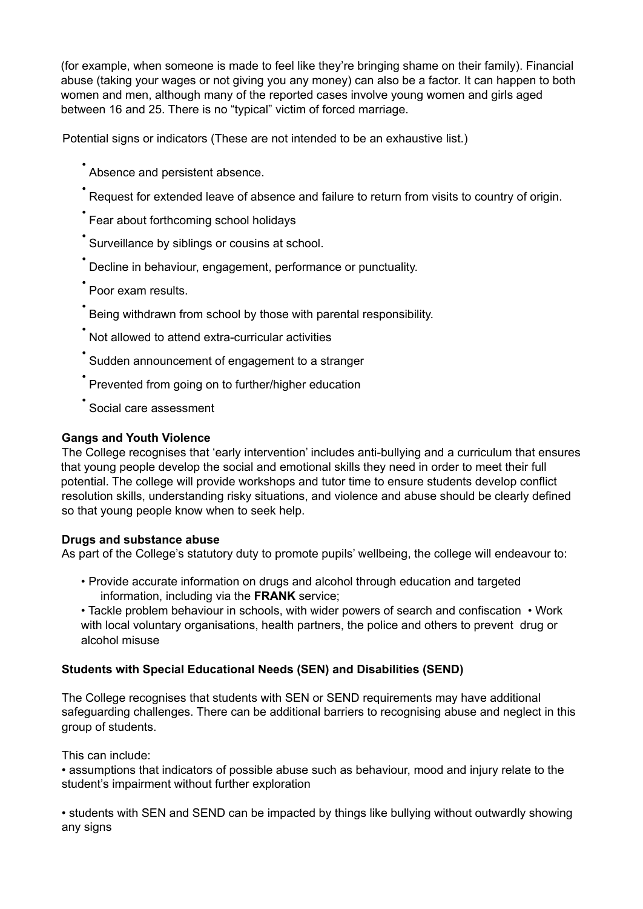(for example, when someone is made to feel like they're bringing shame on their family). Financial abuse (taking your wages or not giving you any money) can also be a factor. It can happen to both women and men, although many of the reported cases involve young women and girls aged between 16 and 25. There is no "typical" victim of forced marriage.

Potential signs or indicators (These are not intended to be an exhaustive list.)

- Absence and persistent absence.
- Request for extended leave of absence and failure to return from visits to country of origin.
- Fear about forthcoming school holidays
- Surveillance by siblings or cousins at school.
- Decline in behaviour, engagement, performance or punctuality.
- Poor exam results.
- Being withdrawn from school by those with parental responsibility.
- Not allowed to attend extra-curricular activities
- Sudden announcement of engagement to a stranger
- Prevented from going on to further/higher education
- Social care assessment

**Gangs and Youth Violence**

The College recognises that 'early intervention' includes anti-bullying and a curriculum that ensures that young people develop the social and emotional skills they need in order to meet their full potential. The college will provide workshops and tutor time to ensure students develop conflict resolution skills, understanding risky situations, and violence and abuse should be clearly defined so that young people know when to seek help.

**Drugs and substance abuse**

As part of the College's statutory duty to promote pupils' wellbeing, the college will endeavour to:

- Provide accurate information on drugs and alcohol through education and targeted information, including via the **FRANK** service;
- Tackle problem behaviour in schools, with wider powers of search and confiscation
- Work with local voluntary organisations, health partners, the police and others to prevent drug or alcohol misuse

**Students with Special Educational Needs (SEN) and Disabilities (SEND)**

The College recognises that students with SEN or SEND requirements may have additional safeguarding challenges. There can be additional barriers to recognising abuse and neglect in this group of students.

This can include:

- assumptions that indicators of possible abuse such as behaviour, mood and injury relate to the student's impairment without further exploration

- students with SEN and SEND can be impacted by things like bullying without outwardly showing any signs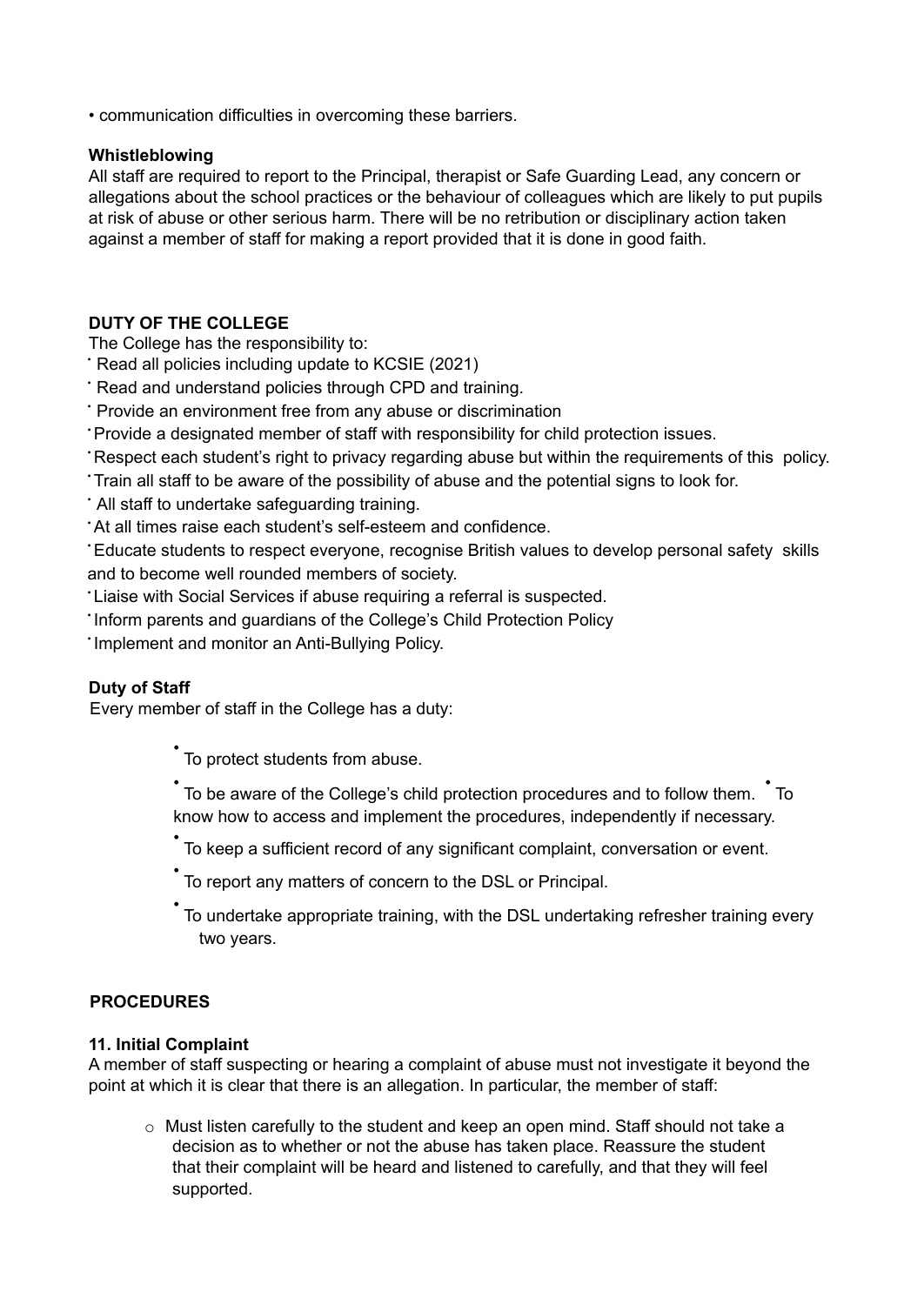- communication difficulties in overcoming these barriers.

**Whistleblowing**

All staff are required to report to the Principal, therapist or Safe Guarding Lead, any concern or allegations about the school practices or the behaviour of colleagues which are likely to put pupils at risk of abuse or other serious harm. There will be no retribution or disciplinary action taken against a member of staff for making a report provided that it is done in good faith.

**DUTY OF THE COLLEGE**

The College has the responsibility to:

- Read all policies including update to KCSIE (2021)
- Read and understand policies through CPD and training.
- Provide an environment free from any abuse or discrimination
- Provide a designated member of staff with responsibility for child protection issues.
- Respect each student's right to privacy regarding abuse but within the requirements of this policy.
- Train all staff to be aware of the possibility of abuse and the potential signs to look for.
- All staff to undertake safeguarding training.
- At all times raise each student's self-esteem and confidence.
- Educate students to respect everyone, recognise British values to develop personal safety skills and to become well rounded members of society.
- Liaise with Social Services if abuse requiring a referral is suspected.
- Inform parents and guardians of the College's Child Protection Policy
- Implement and monitor an Anti-Bullying Policy.

**Duty of Staff**

Every member of staff in the College has a duty:

- To protect students from abuse.
- To be aware of the College's child protection procedures and to follow them.
- To know how to access and implement the procedures, independently if necessary.
- To keep a sufficient record of any significant complaint, conversation or event.
- To report any matters of concern to the DSL or Principal.
- To undertake appropriate training, with the DSL undertaking refresher training every two years.

**PROCEDURES**

**11. Initial Complaint**

A member of staff suspecting or hearing a complaint of abuse must not investigate it beyond the point at which it is clear that there is an allegation. In particular, the member of staff:

- Must listen carefully to the student and keep an open mind. Staff should not take a decision as to whether or not the abuse has taken place. Reassure the student that their complaint will be heard and listened to carefully, and that they will feel supported.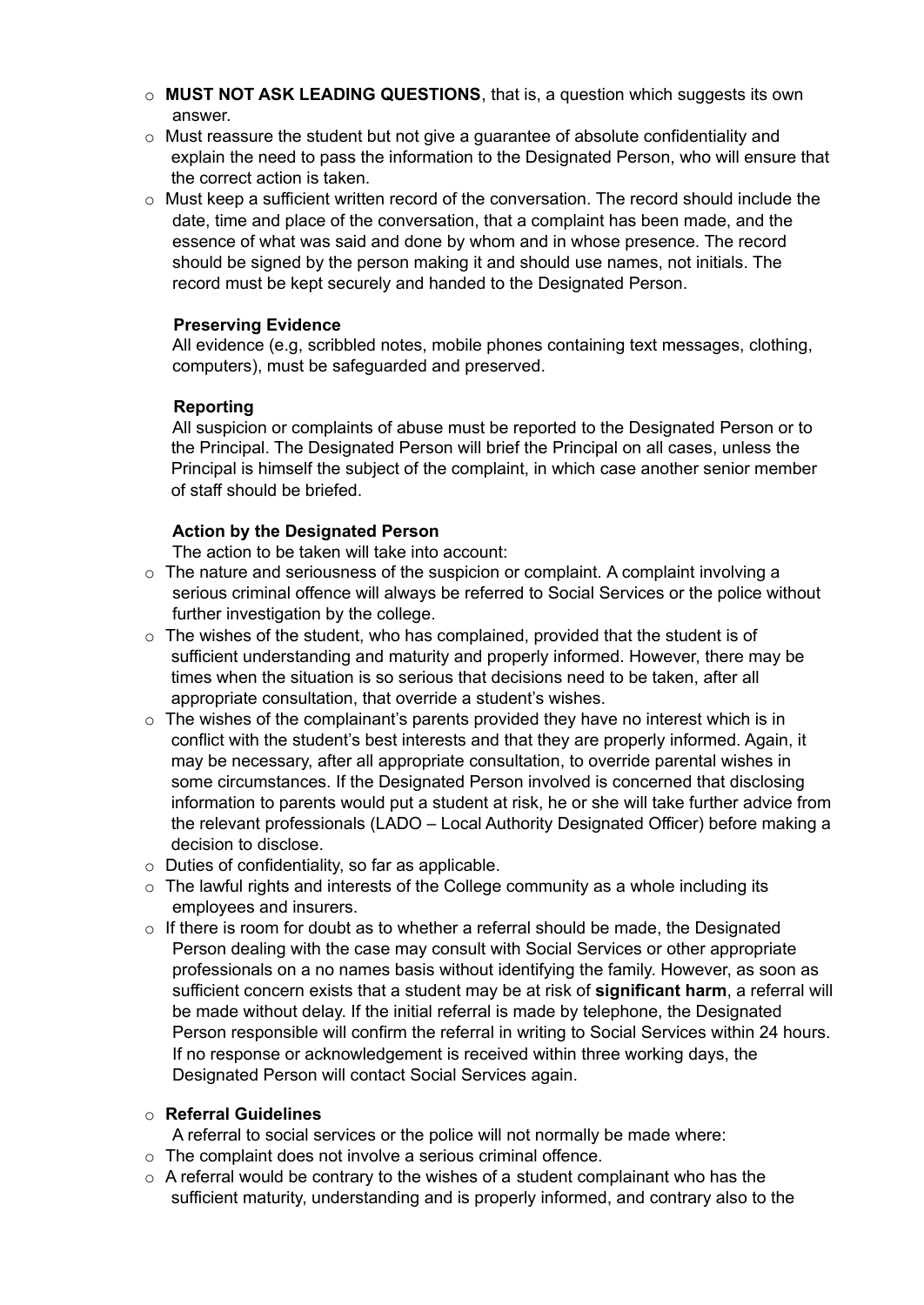- **MUST NOT ASK LEADING QUESTIONS**, that is, a question which suggests its own answer.
- Must reassure the student but not give a guarantee of absolute confidentiality and explain the need to pass the information to the Designated Person, who will ensure that the correct action is taken.
- Must keep a sufficient written record of the conversation. The record should include the date, time and place of the conversation, that a complaint has been made, and the essence of what was said and done by whom and in whose presence. The record should be signed by the person making it and should use names, not initials. The record must be kept securely and handed to the Designated Person.

**Preserving Evidence**

All evidence (e.g, scribbled notes, mobile phones containing text messages, clothing, computers), must be safeguarded and preserved.

**Reporting**

All suspicion or complaints of abuse must be reported to the Designated Person or to the Principal. The Designated Person will brief the Principal on all cases, unless the Principal is himself the subject of the complaint, in which case another senior member of staff should be briefed.

**Action by the Designated Person**

The action to be taken will take into account:

- The nature and seriousness of the suspicion or complaint. A complaint involving a serious criminal offence will always be referred to Social Services or the police without further investigation by the college.
- The wishes of the student, who has complained, provided that the student is of sufficient understanding and maturity and properly informed. However, there may be times when the situation is so serious that decisions need to be taken, after all appropriate consultation, that override a student's wishes.
- The wishes of the complainant's parents provided they have no interest which is in conflict with the student's best interests and that they are properly informed. Again, it may be necessary, after all appropriate consultation, to override parental wishes in some circumstances. If the Designated Person involved is concerned that disclosing information to parents would put a student at risk, he or she will take further advice from the relevant professionals (LADO – Local Authority Designated Officer) before making a decision to disclose.
- Duties of confidentiality, so far as applicable.
- The lawful rights and interests of the College community as a whole including its employees and insurers.
- If there is room for doubt as to whether a referral should be made, the Designated Person dealing with the case may consult with Social Services or other appropriate professionals on a no names basis without identifying the family. However, as soon as sufficient concern exists that a student may be at risk of **significant harm**, a referral will be made without delay. If the initial referral is made by telephone, the Designated Person responsible will confirm the referral in writing to Social Services within 24 hours. If no response or acknowledgement is received within three working days, the Designated Person will contact Social Services again.

- **Referral Guidelines**

  A referral to social services or the police will not normally be made where:
- The complaint does not involve a serious criminal offence.
- A referral would be contrary to the wishes of a student complainant who has the sufficient maturity, understanding and is properly informed, and contrary also to the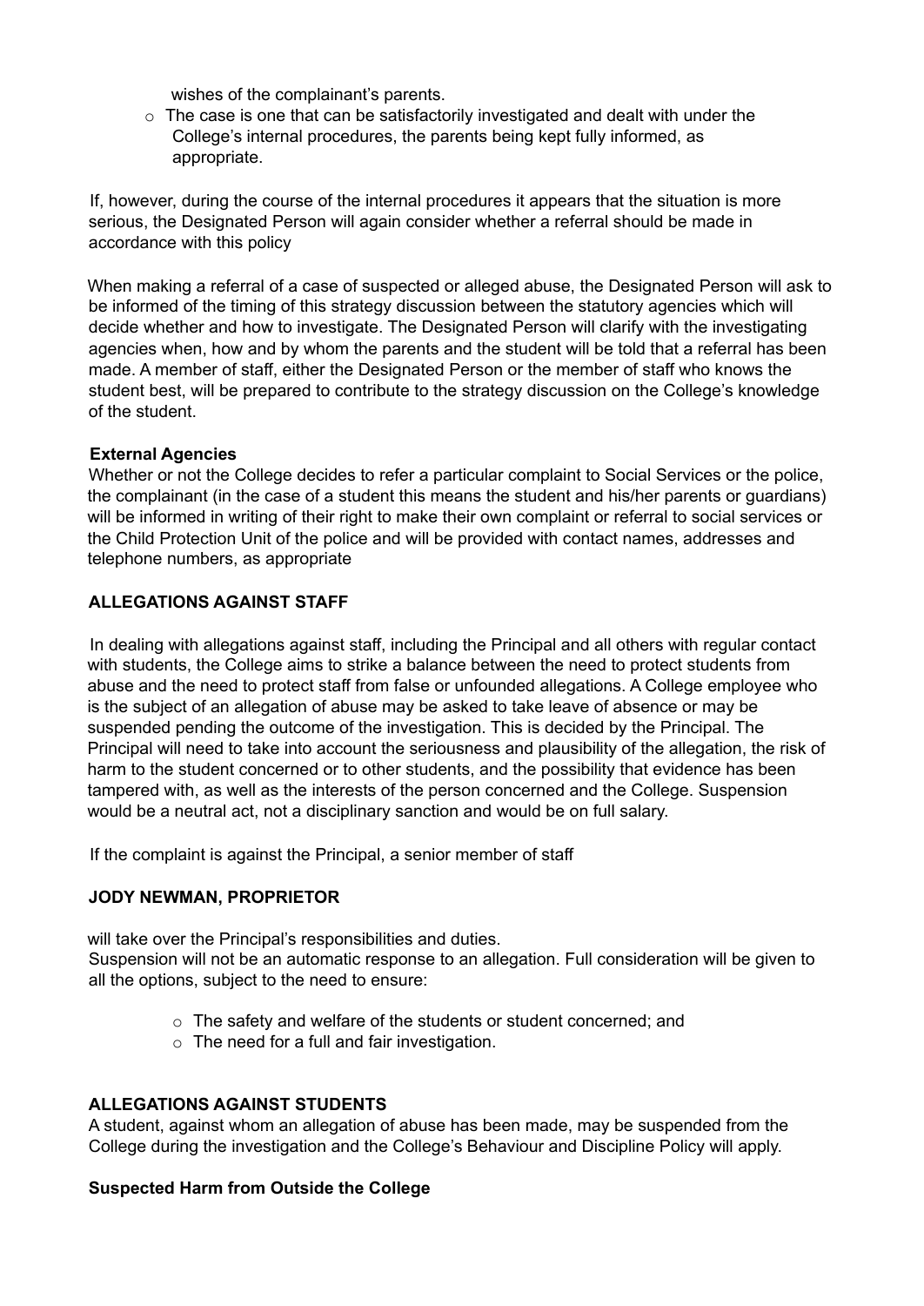wishes of the complainant's parents.

- The case is one that can be satisfactorily investigated and dealt with under the College's internal procedures, the parents being kept fully informed, as appropriate.

If, however, during the course of the internal procedures it appears that the situation is more serious, the Designated Person will again consider whether a referral should be made in accordance with this policy

When making a referral of a case of suspected or alleged abuse, the Designated Person will ask to be informed of the timing of this strategy discussion between the statutory agencies which will decide whether and how to investigate. The Designated Person will clarify with the investigating agencies when, how and by whom the parents and the student will be told that a referral has been made. A member of staff, either the Designated Person or the member of staff who knows the student best, will be prepared to contribute to the strategy discussion on the College's knowledge of the student.

**External Agencies**

Whether or not the College decides to refer a particular complaint to Social Services or the police, the complainant (in the case of a student this means the student and his/her parents or guardians) will be informed in writing of their right to make their own complaint or referral to social services or the Child Protection Unit of the police and will be provided with contact names, addresses and telephone numbers, as appropriate

**ALLEGATIONS AGAINST STAFF**

In dealing with allegations against staff, including the Principal and all others with regular contact with students, the College aims to strike a balance between the need to protect students from abuse and the need to protect staff from false or unfounded allegations. A College employee who is the subject of an allegation of abuse may be asked to take leave of absence or may be suspended pending the outcome of the investigation. This is decided by the Principal. The Principal will need to take into account the seriousness and plausibility of the allegation, the risk of harm to the student concerned or to other students, and the possibility that evidence has been tampered with, as well as the interests of the person concerned and the College. Suspension would be a neutral act, not a disciplinary sanction and would be on full salary.

If the complaint is against the Principal, a senior member of staff

**JODY NEWMAN, PROPRIETOR**

will take over the Principal's responsibilities and duties.
Suspension will not be an automatic response to an allegation. Full consideration will be given to all the options, subject to the need to ensure:

- The safety and welfare of the students or student concerned; and
- The need for a full and fair investigation.

**ALLEGATIONS AGAINST STUDENTS**

A student, against whom an allegation of abuse has been made, may be suspended from the College during the investigation and the College's Behaviour and Discipline Policy will apply.

**Suspected Harm from Outside the College**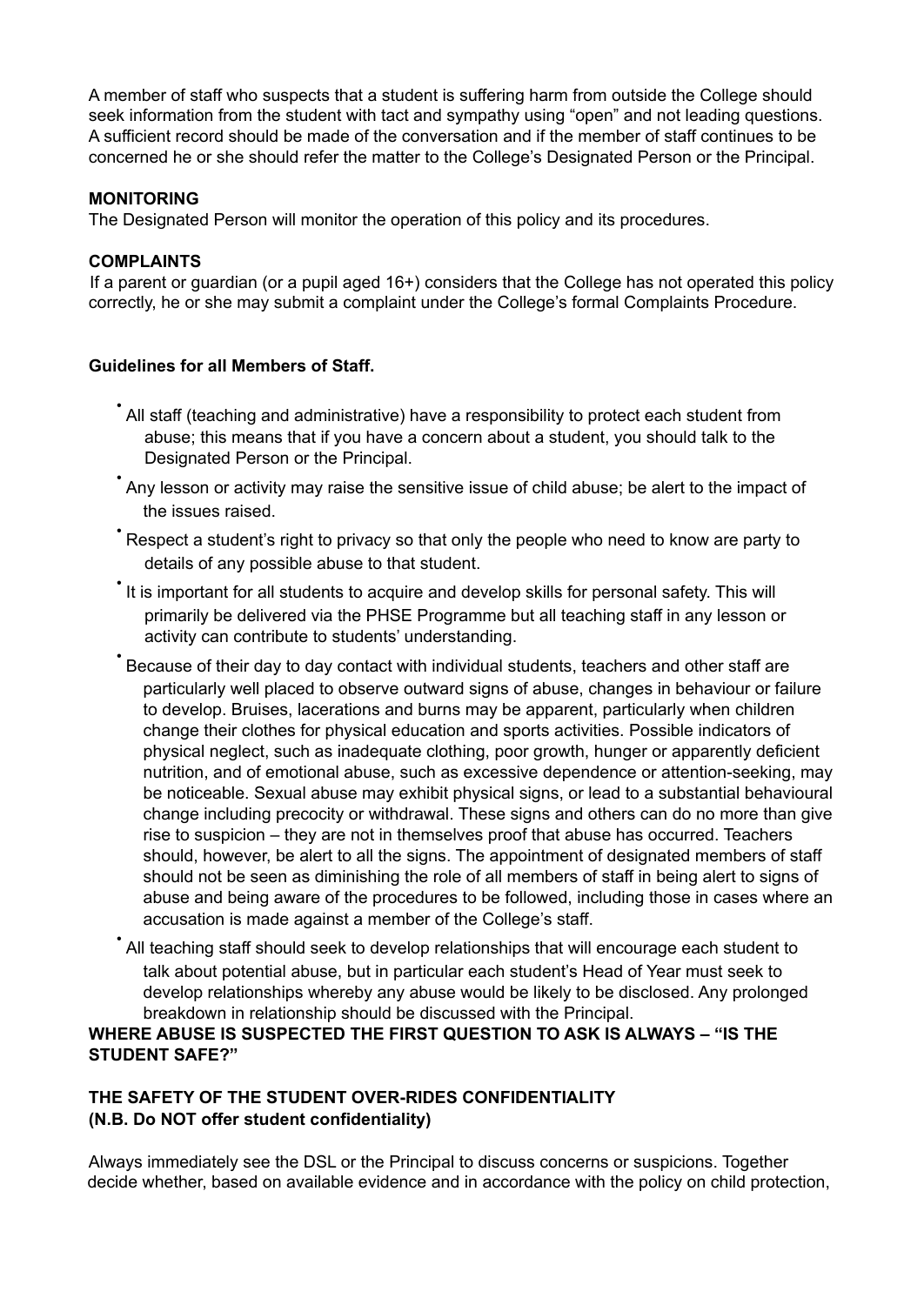A member of staff who suspects that a student is suffering harm from outside the College should seek information from the student with tact and sympathy using "open" and not leading questions. A sufficient record should be made of the conversation and if the member of staff continues to be concerned he or she should refer the matter to the College's Designated Person or the Principal.

**MONITORING**

The Designated Person will monitor the operation of this policy and its procedures.

**COMPLAINTS**

If a parent or guardian (or a pupil aged 16+) considers that the College has not operated this policy correctly, he or she may submit a complaint under the College's formal Complaints Procedure.

**Guidelines for all Members of Staff.**

- All staff (teaching and administrative) have a responsibility to protect each student from abuse; this means that if you have a concern about a student, you should talk to the Designated Person or the Principal.
- Any lesson or activity may raise the sensitive issue of child abuse; be alert to the impact of the issues raised.
- Respect a student's right to privacy so that only the people who need to know are party to details of any possible abuse to that student.
- It is important for all students to acquire and develop skills for personal safety. This will primarily be delivered via the PHSE Programme but all teaching staff in any lesson or activity can contribute to students' understanding.
- Because of their day to day contact with individual students, teachers and other staff are particularly well placed to observe outward signs of abuse, changes in behaviour or failure to develop. Bruises, lacerations and burns may be apparent, particularly when children change their clothes for physical education and sports activities. Possible indicators of physical neglect, such as inadequate clothing, poor growth, hunger or apparently deficient nutrition, and of emotional abuse, such as excessive dependence or attention-seeking, may be noticeable. Sexual abuse may exhibit physical signs, or lead to a substantial behavioural change including precocity or withdrawal. These signs and others can do no more than give rise to suspicion – they are not in themselves proof that abuse has occurred. Teachers should, however, be alert to all the signs. The appointment of designated members of staff should not be seen as diminishing the role of all members of staff in being alert to signs of abuse and being aware of the procedures to be followed, including those in cases where an accusation is made against a member of the College's staff.
- All teaching staff should seek to develop relationships that will encourage each student to talk about potential abuse, but in particular each student's Head of Year must seek to develop relationships whereby any abuse would be likely to be disclosed. Any prolonged breakdown in relationship should be discussed with the Principal.

**WHERE ABUSE IS SUSPECTED THE FIRST QUESTION TO ASK IS ALWAYS – "IS THE STUDENT SAFE?"**

**THE SAFETY OF THE STUDENT OVER-RIDES CONFIDENTIALITY**
**(N.B. Do NOT offer student confidentiality)**

Always immediately see the DSL or the Principal to discuss concerns or suspicions. Together decide whether, based on available evidence and in accordance with the policy on child protection,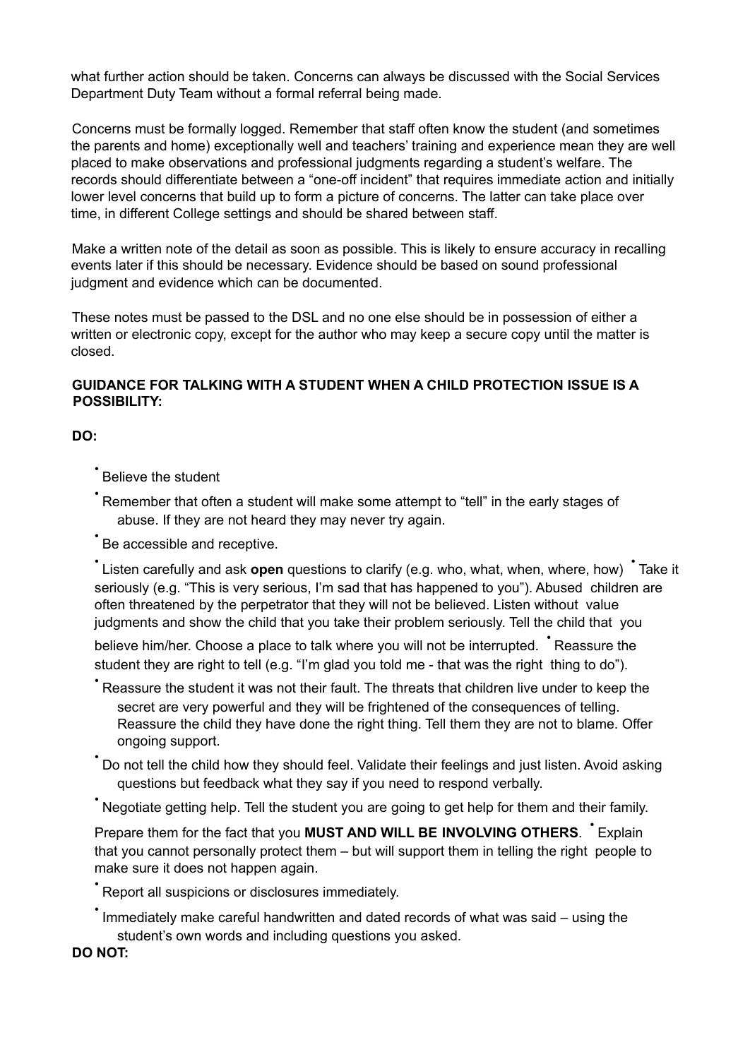what further action should be taken. Concerns can always be discussed with the Social Services Department Duty Team without a formal referral being made.

Concerns must be formally logged. Remember that staff often know the student (and sometimes the parents and home) exceptionally well and teachers' training and experience mean they are well placed to make observations and professional judgments regarding a student's welfare. The records should differentiate between a "one-off incident" that requires immediate action and initially lower level concerns that build up to form a picture of concerns. The latter can take place over time, in different College settings and should be shared between staff.

Make a written note of the detail as soon as possible. This is likely to ensure accuracy in recalling events later if this should be necessary. Evidence should be based on sound professional judgment and evidence which can be documented.

These notes must be passed to the DSL and no one else should be in possession of either a written or electronic copy, except for the author who may keep a secure copy until the matter is closed.

**GUIDANCE FOR TALKING WITH A STUDENT WHEN A CHILD PROTECTION ISSUE IS A POSSIBILITY:**

**DO:**

- Believe the student
- Remember that often a student will make some attempt to "tell" in the early stages of abuse. If they are not heard they may never try again.
- Be accessible and receptive.
- Listen carefully and ask **open** questions to clarify (e.g. who, what, when, where, how)
- Take it seriously (e.g. "This is very serious, I'm sad that has happened to you"). Abused children are often threatened by the perpetrator that they will not be believed. Listen without value judgments and show the child that you take their problem seriously. Tell the child that you believe him/her. Choose a place to talk where you will not be interrupted.
- Reassure the student they are right to tell (e.g. "I'm glad you told me - that was the right thing to do").
- Reassure the student it was not their fault. The threats that children live under to keep the secret are very powerful and they will be frightened of the consequences of telling. Reassure the child they have done the right thing. Tell them they are not to blame. Offer ongoing support.
- Do not tell the child how they should feel. Validate their feelings and just listen. Avoid asking questions but feedback what they say if you need to respond verbally.
- Negotiate getting help. Tell the student you are going to get help for them and their family. Prepare them for the fact that you **MUST AND WILL BE INVOLVING OTHERS**.
- Explain that you cannot personally protect them – but will support them in telling the right people to make sure it does not happen again.
- Report all suspicions or disclosures immediately.
- Immediately make careful handwritten and dated records of what was said – using the student's own words and including questions you asked.

**DO NOT:**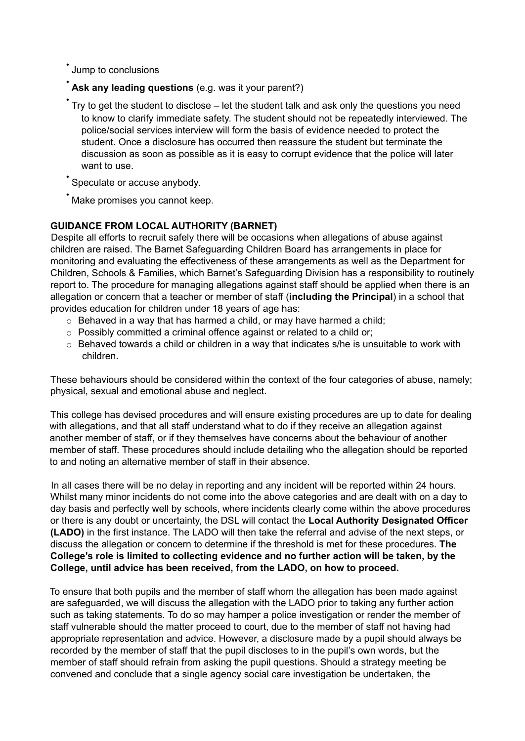- Jump to conclusions
- **Ask any leading questions** (e.g. was it your parent?)
- Try to get the student to disclose – let the student talk and ask only the questions you need to know to clarify immediate safety. The student should not be repeatedly interviewed. The police/social services interview will form the basis of evidence needed to protect the student. Once a disclosure has occurred then reassure the student but terminate the discussion as soon as possible as it is easy to corrupt evidence that the police will later want to use.
- Speculate or accuse anybody.
- Make promises you cannot keep.

**GUIDANCE FROM LOCAL AUTHORITY (BARNET)**

Despite all efforts to recruit safely there will be occasions when allegations of abuse against children are raised. The Barnet Safeguarding Children Board has arrangements in place for monitoring and evaluating the effectiveness of these arrangements as well as the Department for Children, Schools & Families, which Barnet's Safeguarding Division has a responsibility to routinely report to. The procedure for managing allegations against staff should be applied when there is an allegation or concern that a teacher or member of staff (**including the Principal**) in a school that provides education for children under 18 years of age has:

- Behaved in a way that has harmed a child, or may have harmed a child;
- Possibly committed a criminal offence against or related to a child or;
- Behaved towards a child or children in a way that indicates s/he is unsuitable to work with children.

These behaviours should be considered within the context of the four categories of abuse, namely; physical, sexual and emotional abuse and neglect.

This college has devised procedures and will ensure existing procedures are up to date for dealing with allegations, and that all staff understand what to do if they receive an allegation against another member of staff, or if they themselves have concerns about the behaviour of another member of staff. These procedures should include detailing who the allegation should be reported to and noting an alternative member of staff in their absence.

In all cases there will be no delay in reporting and any incident will be reported within 24 hours. Whilst many minor incidents do not come into the above categories and are dealt with on a day to day basis and perfectly well by schools, where incidents clearly come within the above procedures or there is any doubt or uncertainty, the DSL will contact the **Local Authority Designated Officer (LADO)** in the first instance. The LADO will then take the referral and advise of the next steps, or discuss the allegation or concern to determine if the threshold is met for these procedures. **The College's role is limited to collecting evidence and no further action will be taken, by the College, until advice has been received, from the LADO, on how to proceed.**

To ensure that both pupils and the member of staff whom the allegation has been made against are safeguarded, we will discuss the allegation with the LADO prior to taking any further action such as taking statements. To do so may hamper a police investigation or render the member of staff vulnerable should the matter proceed to court, due to the member of staff not having had appropriate representation and advice. However, a disclosure made by a pupil should always be recorded by the member of staff that the pupil discloses to in the pupil's own words, but the member of staff should refrain from asking the pupil questions. Should a strategy meeting be convened and conclude that a single agency social care investigation be undertaken, the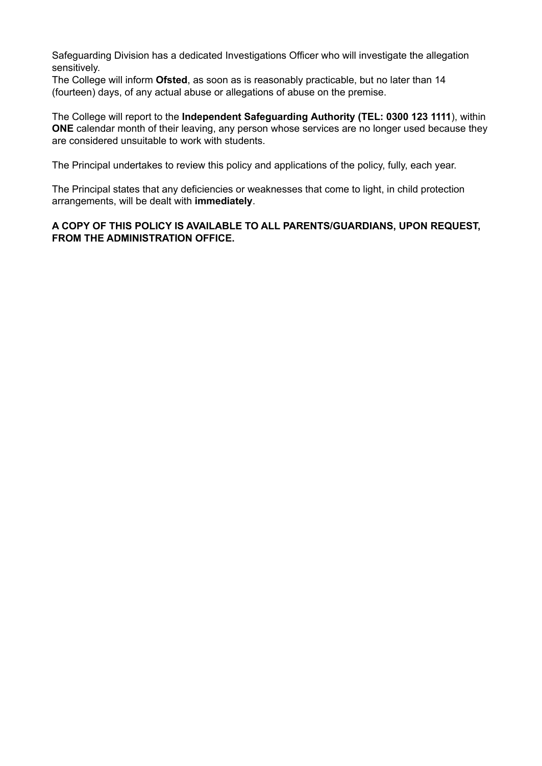Safeguarding Division has a dedicated Investigations Officer who will investigate the allegation sensitively.
The College will inform **Ofsted**, as soon as is reasonably practicable, but no later than 14 (fourteen) days, of any actual abuse or allegations of abuse on the premise.

The College will report to the **Independent Safeguarding Authority (TEL: 0300 123 1111**), within **ONE** calendar month of their leaving, any person whose services are no longer used because they are considered unsuitable to work with students.

The Principal undertakes to review this policy and applications of the policy, fully, each year.

The Principal states that any deficiencies or weaknesses that come to light, in child protection arrangements, will be dealt with **immediately**.

**A COPY OF THIS POLICY IS AVAILABLE TO ALL PARENTS/GUARDIANS, UPON REQUEST, FROM THE ADMINISTRATION OFFICE.**